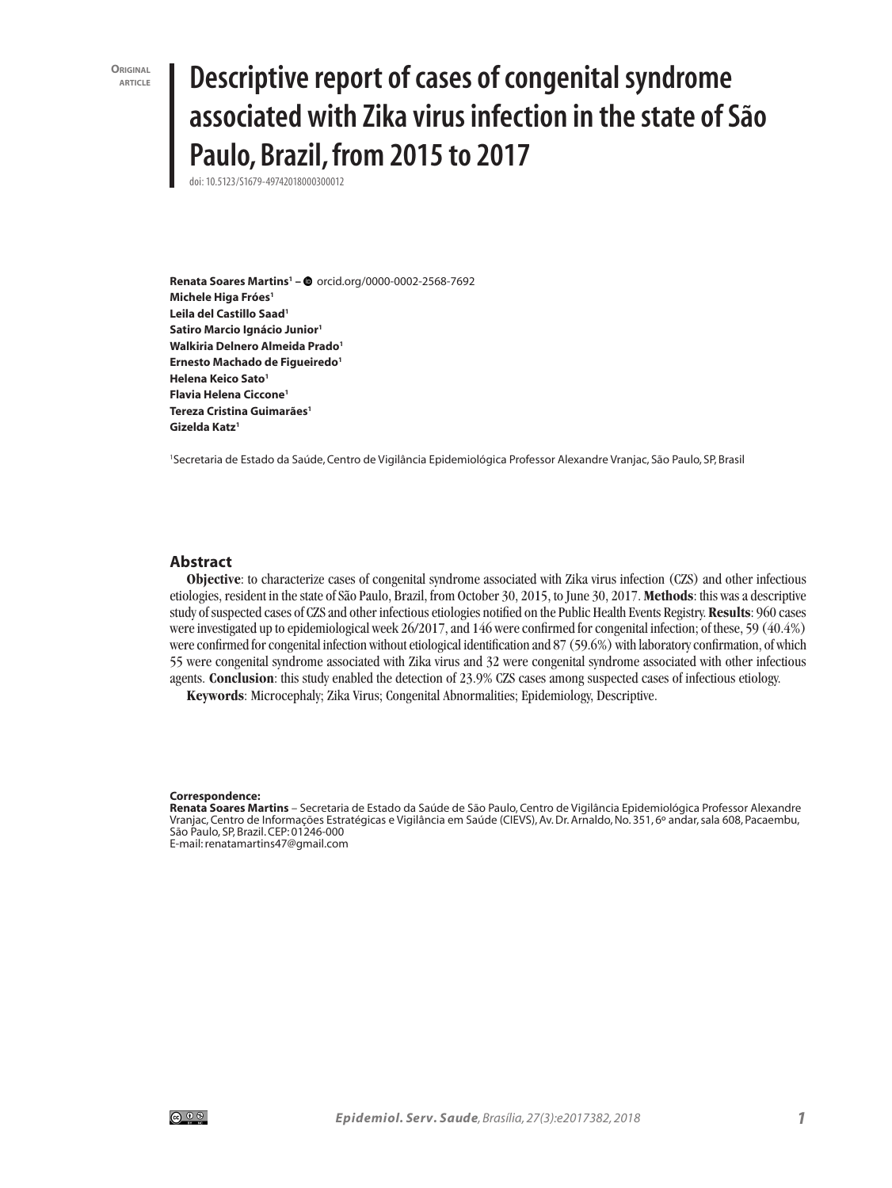Original article

# Descriptive report of cases of congenital syndrome associated with Zika virus infection in the state of São Paulo, Brazil, from 2015 to 2017

doi: 10.5123/S1679-49742018000300012

**Renata Soares Martins**[1] – orcid.org/0000-0002-2568-7692
**Michele Higa Fróes**[1]
**Leila del Castillo Saad**[1]
**Satiro Marcio Ignácio Junior**[1]
**Walkiria Delnero Almeida Prado**[1]
**Ernesto Machado de Figueiredo**[1]
**Helena Keico Sato**[1]
**Flavia Helena Ciccone**[1]
**Tereza Cristina Guimarães**[1]
**Gizelda Katz**[1]

[1]Secretaria de Estado da Saúde, Centro de Vigilância Epidemiológica Professor Alexandre Vranjac, São Paulo, SP, Brasil

## Abstract

**Objective**: to characterize cases of congenital syndrome associated with Zika virus infection (CZS) and other infectious etiologies, resident in the state of São Paulo, Brazil, from October 30, 2015, to June 30, 2017. **Methods**: this was a descriptive study of suspected cases of CZS and other infectious etiologies notified on the Public Health Events Registry. **Results**: 960 cases were investigated up to epidemiological week 26/2017, and 146 were confirmed for congenital infection; of these, 59 (40.4%) were confirmed for congenital infection without etiological identification and 87 (59.6%) with laboratory confirmation, of which 55 were congenital syndrome associated with Zika virus and 32 were congenital syndrome associated with other infectious agents. **Conclusion**: this study enabled the detection of 23.9% CZS cases among suspected cases of infectious etiology.

**Keywords**: Microcephaly; Zika Virus; Congenital Abnormalities; Epidemiology, Descriptive.

**Correspondence:**
**Renata Soares Martins** – Secretaria de Estado da Saúde de São Paulo, Centro de Vigilância Epidemiológica Professor Alexandre Vranjac, Centro de Informações Estratégicas e Vigilância em Saúde (CIEVS), Av. Dr. Arnaldo, No. 351, 6º andar, sala 608, Pacaembu, São Paulo, SP, Brazil. CEP: 01246-000
E-mail: renatamartins47@gmail.com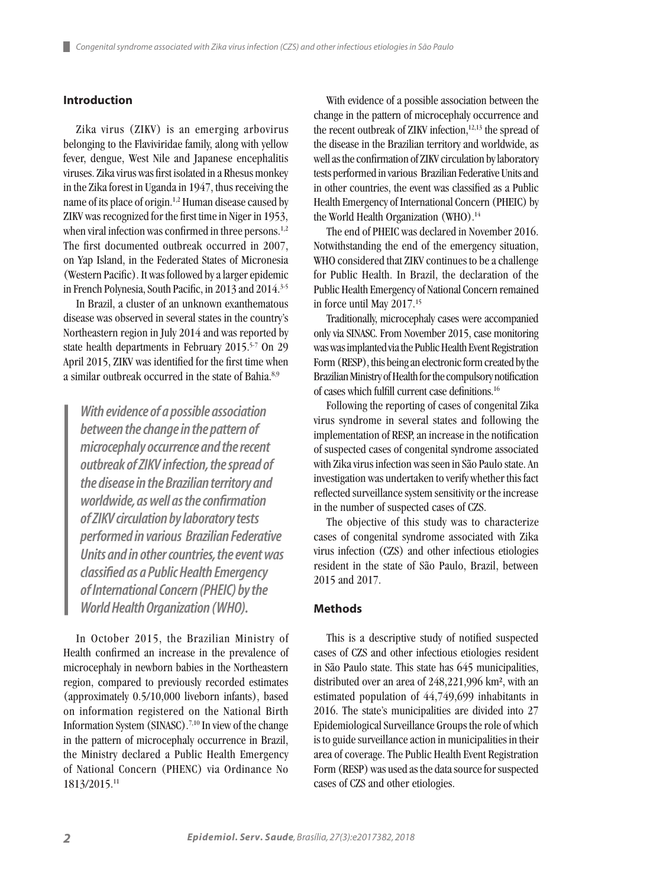## Introduction

Zika virus (ZIKV) is an emerging arbovirus belonging to the Flaviviridae family, along with yellow fever, dengue, West Nile and Japanese encephalitis viruses. Zika virus was first isolated in a Rhesus monkey in the Zika forest in Uganda in 1947, thus receiving the name of its place of origin.[1,2] Human disease caused by ZIKV was recognized for the first time in Niger in 1953, when viral infection was confirmed in three persons.[1,2] The first documented outbreak occurred in 2007, on Yap Island, in the Federated States of Micronesia (Western Pacific). It was followed by a larger epidemic in French Polynesia, South Pacific, in 2013 and 2014.[3-5]

In Brazil, a cluster of an unknown exanthematous disease was observed in several states in the country's Northeastern region in July 2014 and was reported by state health departments in February 2015.[5-7] On 29 April 2015, ZIKV was identified for the first time when a similar outbreak occurred in the state of Bahia.[8,9]

> ***With evidence of a possible association between the change in the pattern of microcephaly occurrence and the recent outbreak of ZIKV infection, the spread of the disease in the Brazilian territory and worldwide, as well as the confirmation of ZIKV circulation by laboratory tests performed in various Brazilian Federative Units and in other countries, the event was classified as a Public Health Emergency of International Concern (PHEIC) by the World Health Organization (WHO).***

In October 2015, the Brazilian Ministry of Health confirmed an increase in the prevalence of microcephaly in newborn babies in the Northeastern region, compared to previously recorded estimates (approximately 0.5/10,000 liveborn infants), based on information registered on the National Birth Information System (SINASC).[7,10] In view of the change in the pattern of microcephaly occurrence in Brazil, the Ministry declared a Public Health Emergency of National Concern (PHENC) via Ordinance No 1813/2015.[11]

With evidence of a possible association between the change in the pattern of microcephaly occurrence and the recent outbreak of ZIKV infection,[12,13] the spread of the disease in the Brazilian territory and worldwide, as well as the confirmation of ZIKV circulation by laboratory tests performed in various Brazilian Federative Units and in other countries, the event was classified as a Public Health Emergency of International Concern (PHEIC) by the World Health Organization (WHO).[14]

The end of PHEIC was declared in November 2016. Notwithstanding the end of the emergency situation, WHO considered that ZIKV continues to be a challenge for Public Health. In Brazil, the declaration of the Public Health Emergency of National Concern remained in force until May 2017.[15]

Traditionally, microcephaly cases were accompanied only via SINASC. From November 2015, case monitoring was was implanted via the Public Health Event Registration Form (RESP), this being an electronic form created by the Brazilian Ministry of Health for the compulsory notification of cases which fulfill current case definitions.[16]

Following the reporting of cases of congenital Zika virus syndrome in several states and following the implementation of RESP, an increase in the notification of suspected cases of congenital syndrome associated with Zika virus infection was seen in São Paulo state. An investigation was undertaken to verify whether this fact reflected surveillance system sensitivity or the increase in the number of suspected cases of CZS.

The objective of this study was to characterize cases of congenital syndrome associated with Zika virus infection (CZS) and other infectious etiologies resident in the state of São Paulo, Brazil, between 2015 and 2017.

## Methods

This is a descriptive study of notified suspected cases of CZS and other infectious etiologies resident in São Paulo state. This state has 645 municipalities, distributed over an area of 248,221,996 km², with an estimated population of 44,749,699 inhabitants in 2016. The state's municipalities are divided into 27 Epidemiological Surveillance Groups the role of which is to guide surveillance action in municipalities in their area of coverage. The Public Health Event Registration Form (RESP) was used as the data source for suspected cases of CZS and other etiologies.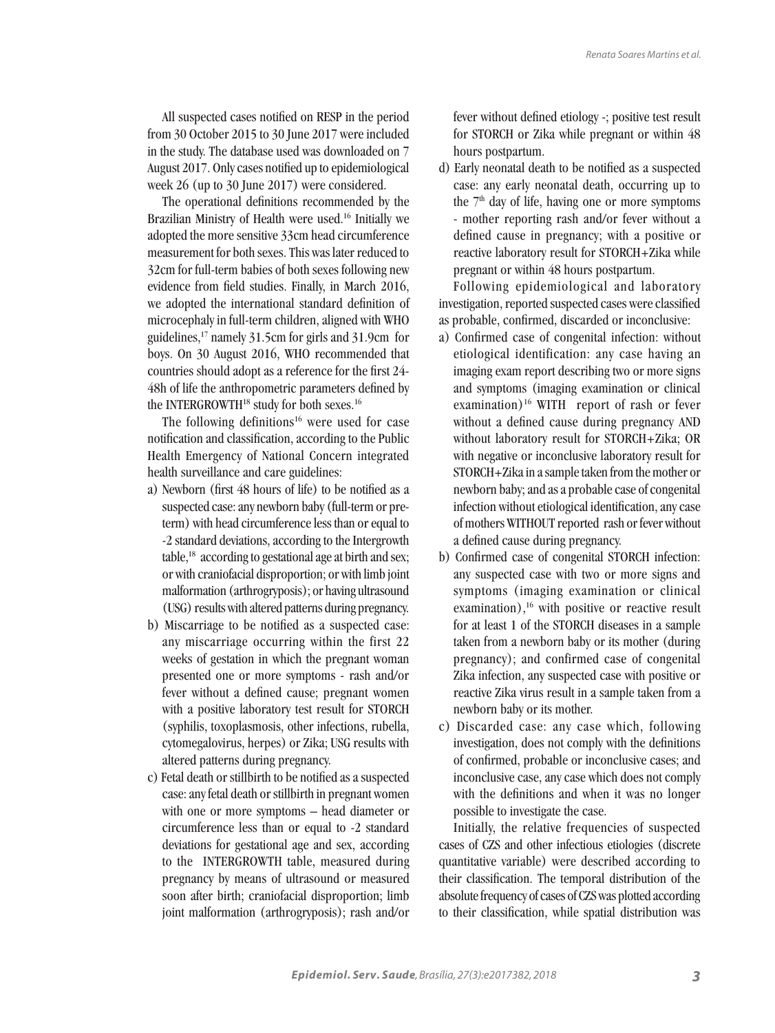All suspected cases notified on RESP in the period from 30 October 2015 to 30 June 2017 were included in the study. The database used was downloaded on 7 August 2017. Only cases notified up to epidemiological week 26 (up to 30 June 2017) were considered.

The operational definitions recommended by the Brazilian Ministry of Health were used.[16] Initially we adopted the more sensitive 33cm head circumference measurement for both sexes. This was later reduced to 32cm for full-term babies of both sexes following new evidence from field studies. Finally, in March 2016, we adopted the international standard definition of microcephaly in full-term children, aligned with WHO guidelines,[17] namely 31.5cm for girls and 31.9cm for boys. On 30 August 2016, WHO recommended that countries should adopt as a reference for the first 24-48h of life the anthropometric parameters defined by the INTERGROWTH[18] study for both sexes.[16]

The following definitions[16] were used for case notification and classification, according to the Public Health Emergency of National Concern integrated health surveillance and care guidelines:

a) Newborn (first 48 hours of life) to be notified as a suspected case: any newborn baby (full-term or preterm) with head circumference less than or equal to -2 standard deviations, according to the Intergrowth table,[18] according to gestational age at birth and sex; or with craniofacial disproportion; or with limb joint malformation (arthrogryposis); or having ultrasound (USG) results with altered patterns during pregnancy.
b) Miscarriage to be notified as a suspected case: any miscarriage occurring within the first 22 weeks of gestation in which the pregnant woman presented one or more symptoms - rash and/or fever without a defined cause; pregnant women with a positive laboratory test result for STORCH (syphilis, toxoplasmosis, other infections, rubella, cytomegalovirus, herpes) or Zika; USG results with altered patterns during pregnancy.
c) Fetal death or stillbirth to be notified as a suspected case: any fetal death or stillbirth in pregnant women with one or more symptoms – head diameter or circumference less than or equal to -2 standard deviations for gestational age and sex, according to the INTERGROWTH table, measured during pregnancy by means of ultrasound or measured soon after birth; craniofacial disproportion; limb joint malformation (arthrogryposis); rash and/or fever without defined etiology -; positive test result for STORCH or Zika while pregnant or within 48 hours postpartum.
d) Early neonatal death to be notified as a suspected case: any early neonatal death, occurring up to the 7th day of life, having one or more symptoms - mother reporting rash and/or fever without a defined cause in pregnancy; with a positive or reactive laboratory result for STORCH+Zika while pregnant or within 48 hours postpartum.

Following epidemiological and laboratory investigation, reported suspected cases were classified as probable, confirmed, discarded or inconclusive:

a) Confirmed case of congenital infection: without etiological identification: any case having an imaging exam report describing two or more signs and symptoms (imaging examination or clinical examination)[16] WITH report of rash or fever without a defined cause during pregnancy AND without laboratory result for STORCH+Zika; OR with negative or inconclusive laboratory result for STORCH+Zika in a sample taken from the mother or newborn baby; and as a probable case of congenital infection without etiological identification, any case of mothers WITHOUT reported rash or fever without a defined cause during pregnancy.
b) Confirmed case of congenital STORCH infection: any suspected case with two or more signs and symptoms (imaging examination or clinical examination),[16] with positive or reactive result for at least 1 of the STORCH diseases in a sample taken from a newborn baby or its mother (during pregnancy); and confirmed case of congenital Zika infection, any suspected case with positive or reactive Zika virus result in a sample taken from a newborn baby or its mother.
c) Discarded case: any case which, following investigation, does not comply with the definitions of confirmed, probable or inconclusive cases; and inconclusive case, any case which does not comply with the definitions and when it was no longer possible to investigate the case.

Initially, the relative frequencies of suspected cases of CZS and other infectious etiologies (discrete quantitative variable) were described according to their classification. The temporal distribution of the absolute frequency of cases of CZS was plotted according to their classification, while spatial distribution was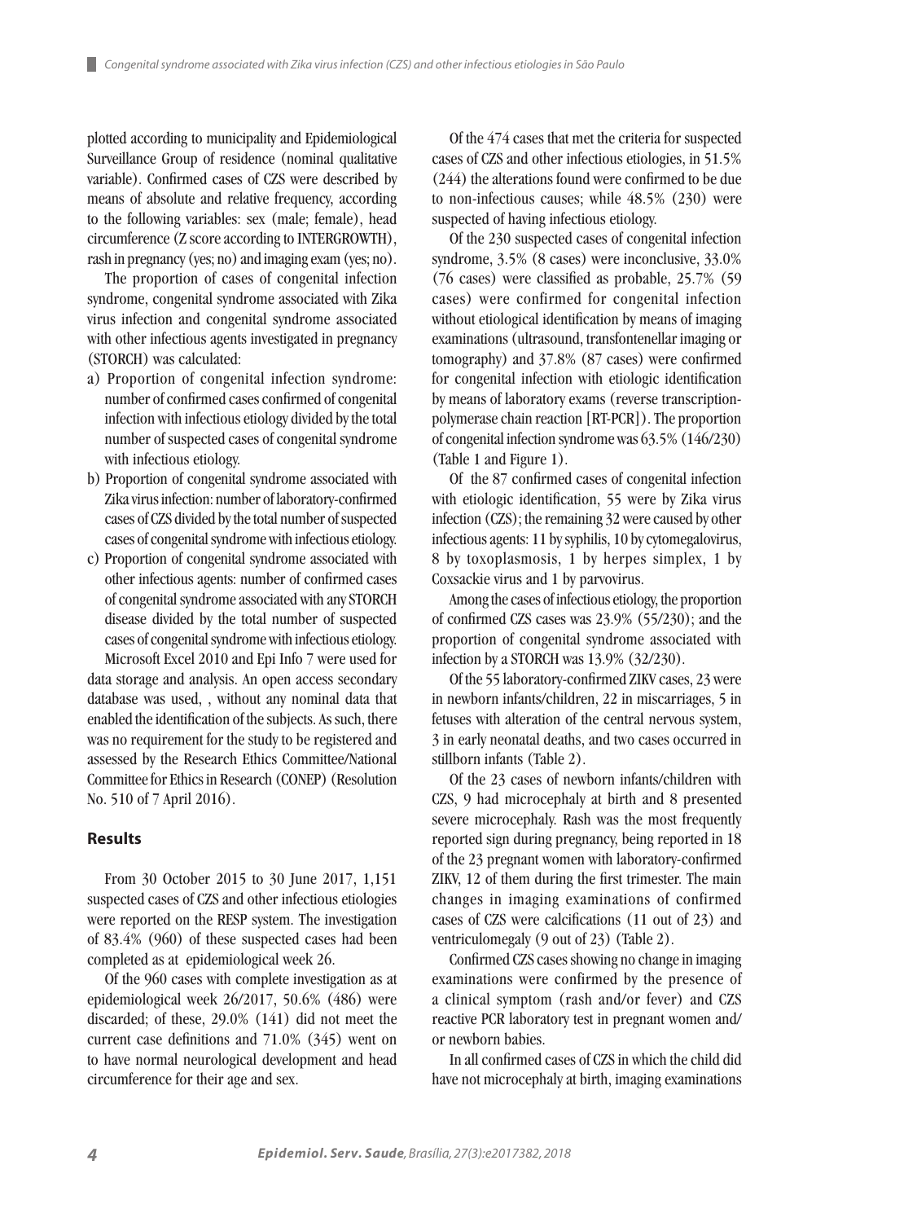plotted according to municipality and Epidemiological Surveillance Group of residence (nominal qualitative variable). Confirmed cases of CZS were described by means of absolute and relative frequency, according to the following variables: sex (male; female), head circumference (Z score according to INTERGROWTH), rash in pregnancy (yes; no) and imaging exam (yes; no).

The proportion of cases of congenital infection syndrome, congenital syndrome associated with Zika virus infection and congenital syndrome associated with other infectious agents investigated in pregnancy (STORCH) was calculated:

a) Proportion of congenital infection syndrome: number of confirmed cases confirmed of congenital infection with infectious etiology divided by the total number of suspected cases of congenital syndrome with infectious etiology.
b) Proportion of congenital syndrome associated with Zika virus infection: number of laboratory-confirmed cases of CZS divided by the total number of suspected cases of congenital syndrome with infectious etiology.
c) Proportion of congenital syndrome associated with other infectious agents: number of confirmed cases of congenital syndrome associated with any STORCH disease divided by the total number of suspected cases of congenital syndrome with infectious etiology.

Microsoft Excel 2010 and Epi Info 7 were used for data storage and analysis. An open access secondary database was used, , without any nominal data that enabled the identification of the subjects. As such, there was no requirement for the study to be registered and assessed by the Research Ethics Committee/National Committee for Ethics in Research (CONEP) (Resolution No. 510 of 7 April 2016).

## Results

From 30 October 2015 to 30 June 2017, 1,151 suspected cases of CZS and other infectious etiologies were reported on the RESP system. The investigation of 83.4% (960) of these suspected cases had been completed as at epidemiological week 26.

Of the 960 cases with complete investigation as at epidemiological week 26/2017, 50.6% (486) were discarded; of these, 29.0% (141) did not meet the current case definitions and 71.0% (345) went on to have normal neurological development and head circumference for their age and sex.

Of the 474 cases that met the criteria for suspected cases of CZS and other infectious etiologies, in 51.5% (244) the alterations found were confirmed to be due to non-infectious causes; while 48.5% (230) were suspected of having infectious etiology.

Of the 230 suspected cases of congenital infection syndrome, 3.5% (8 cases) were inconclusive, 33.0% (76 cases) were classified as probable, 25.7% (59 cases) were confirmed for congenital infection without etiological identification by means of imaging examinations (ultrasound, transfontenellar imaging or tomography) and 37.8% (87 cases) were confirmed for congenital infection with etiologic identification by means of laboratory exams (reverse transcription-polymerase chain reaction [RT-PCR]). The proportion of congenital infection syndrome was 63.5% (146/230) (Table 1 and Figure 1).

Of the 87 confirmed cases of congenital infection with etiologic identification, 55 were by Zika virus infection (CZS); the remaining 32 were caused by other infectious agents: 11 by syphilis, 10 by cytomegalovirus, 8 by toxoplasmosis, 1 by herpes simplex, 1 by Coxsackie virus and 1 by parvovirus.

Among the cases of infectious etiology, the proportion of confirmed CZS cases was 23.9% (55/230); and the proportion of congenital syndrome associated with infection by a STORCH was 13.9% (32/230).

Of the 55 laboratory-confirmed ZIKV cases, 23 were in newborn infants/children, 22 in miscarriages, 5 in fetuses with alteration of the central nervous system, 3 in early neonatal deaths, and two cases occurred in stillborn infants (Table 2).

Of the 23 cases of newborn infants/children with CZS, 9 had microcephaly at birth and 8 presented severe microcephaly. Rash was the most frequently reported sign during pregnancy, being reported in 18 of the 23 pregnant women with laboratory-confirmed ZIKV, 12 of them during the first trimester. The main changes in imaging examinations of confirmed cases of CZS were calcifications (11 out of 23) and ventriculomegaly (9 out of 23) (Table 2).

Confirmed CZS cases showing no change in imaging examinations were confirmed by the presence of a clinical symptom (rash and/or fever) and CZS reactive PCR laboratory test in pregnant women and/or newborn babies.

In all confirmed cases of CZS in which the child did have not microcephaly at birth, imaging examinations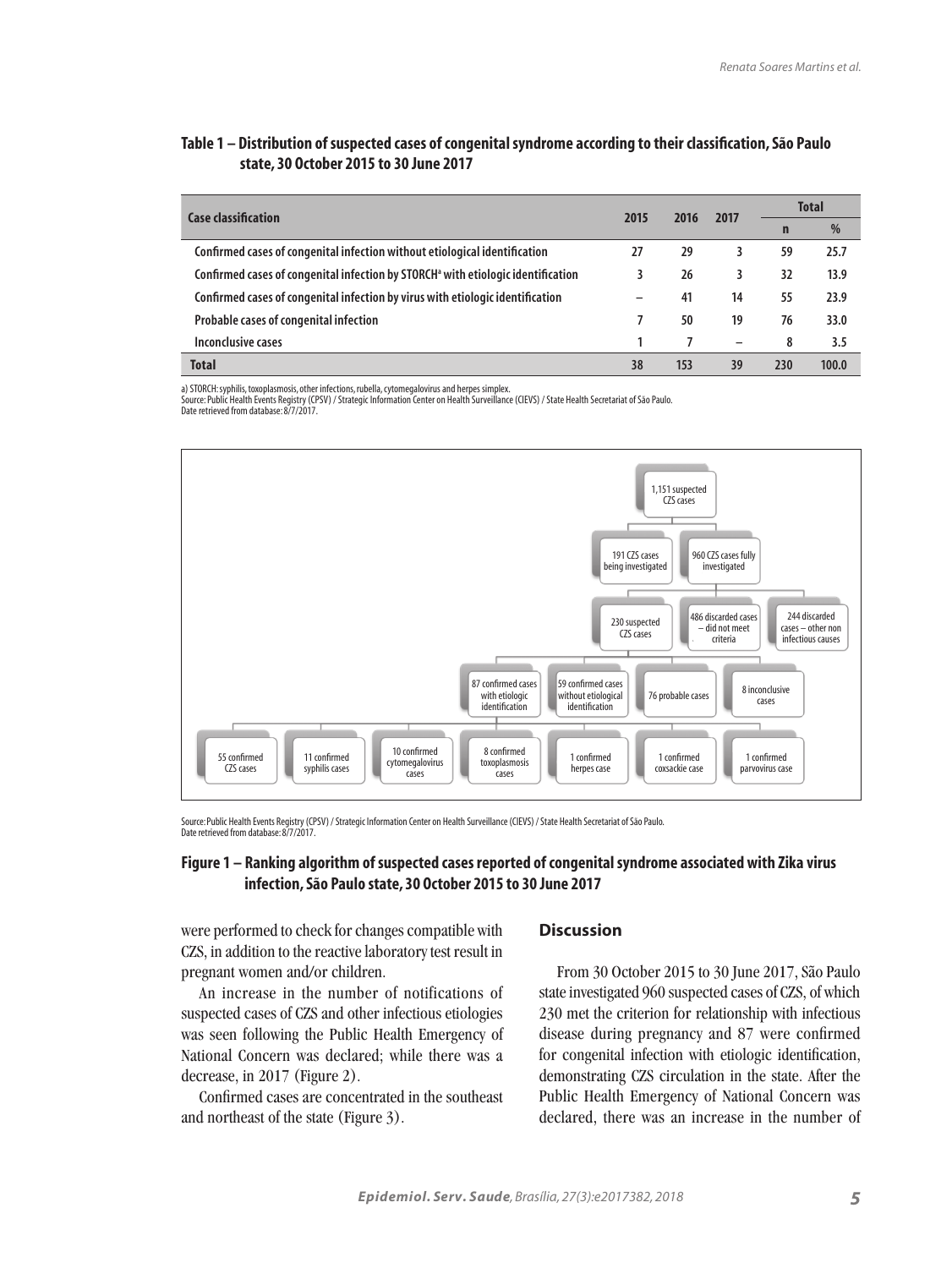**Table 1 – Distribution of suspected cases of congenital syndrome according to their classification, São Paulo state, 30 October 2015 to 30 June 2017**

| Case classification | 2015 | 2016 | 2017 | Total | |
|---|---|---|---|---|---|
| | | | | n | % |
| Confirmed cases of congenital infection without etiological identification | 27 | 29 | 3 | 59 | 25.7 |
| Confirmed cases of congenital infection by STORCH[a] with etiologic identification | 3 | 26 | 3 | 32 | 13.9 |
| Confirmed cases of congenital infection by virus with etiologic identification | – | 41 | 14 | 55 | 23.9 |
| Probable cases of congenital infection | 7 | 50 | 19 | 76 | 33.0 |
| Inconclusive cases | 1 | 7 | – | 8 | 3.5 |
| **Total** | 38 | 153 | 39 | 230 | 100.0 |

a) STORCH: syphilis, toxoplasmosis, other infections, rubella, cytomegalovirus and herpes simplex.
Source: Public Health Events Registry (CPSV) / Strategic Information Center on Health Surveillance (CIEVS) / State Health Secretariat of São Paulo.
Date retrieved from database: 8/7/2017.

- 1,151 suspected CZS cases
  - 191 CZS cases being investigated
  - 960 CZS cases fully investigated
    - 230 suspected CZS cases
      - 87 confirmed cases with etiologic identification
        - 55 confirmed CZS cases
        - 11 confirmed syphilis cases
        - 10 confirmed cytomegalovirus cases
        - 8 confirmed toxoplasmosis cases
        - 1 confirmed herpes case
        - 1 confirmed coxsackie case
        - 1 confirmed parvovirus case
      - 59 confirmed cases without etiological identification
      - 76 probable cases
      - 8 inconclusive cases
    - 486 discarded cases – did not meet criteria
    - 244 discarded cases – other non infectious causes

Source: Public Health Events Registry (CPSV) / Strategic Information Center on Health Surveillance (CIEVS) / State Health Secretariat of São Paulo.
Date retrieved from database: 8/7/2017.

**Figure 1 – Ranking algorithm of suspected cases reported of congenital syndrome associated with Zika virus infection, São Paulo state, 30 October 2015 to 30 June 2017**

were performed to check for changes compatible with CZS, in addition to the reactive laboratory test result in pregnant women and/or children.

An increase in the number of notifications of suspected cases of CZS and other infectious etiologies was seen following the Public Health Emergency of National Concern was declared; while there was a decrease, in 2017 (Figure 2).

Confirmed cases are concentrated in the southeast and northeast of the state (Figure 3).

## Discussion

From 30 October 2015 to 30 June 2017, São Paulo state investigated 960 suspected cases of CZS, of which 230 met the criterion for relationship with infectious disease during pregnancy and 87 were confirmed for congenital infection with etiologic identification, demonstrating CZS circulation in the state. After the Public Health Emergency of National Concern was declared, there was an increase in the number of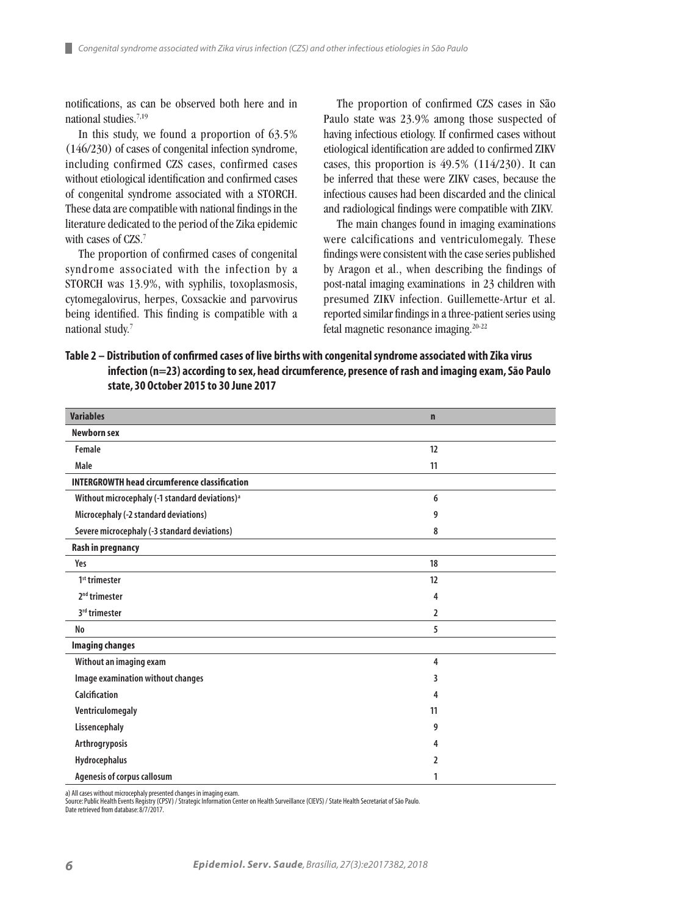notifications, as can be observed both here and in national studies.[7,19]

In this study, we found a proportion of 63.5% (146/230) of cases of congenital infection syndrome, including confirmed CZS cases, confirmed cases without etiological identification and confirmed cases of congenital syndrome associated with a STORCH. These data are compatible with national findings in the literature dedicated to the period of the Zika epidemic with cases of CZS.[7]

The proportion of confirmed cases of congenital syndrome associated with the infection by a STORCH was 13.9%, with syphilis, toxoplasmosis, cytomegalovirus, herpes, Coxsackie and parvovirus being identified. This finding is compatible with a national study.[7]

The proportion of confirmed CZS cases in São Paulo state was 23.9% among those suspected of having infectious etiology. If confirmed cases without etiological identification are added to confirmed ZIKV cases, this proportion is 49.5% (114/230). It can be inferred that these were ZIKV cases, because the infectious causes had been discarded and the clinical and radiological findings were compatible with ZIKV.

The main changes found in imaging examinations were calcifications and ventriculomegaly. These findings were consistent with the case series published by Aragon et al., when describing the findings of post-natal imaging examinations in 23 children with presumed ZIKV infection. Guillemette-Artur et al. reported similar findings in a three-patient series using fetal magnetic resonance imaging.[20-22]

**Table 2 – Distribution of confirmed cases of live births with congenital syndrome associated with Zika virus infection (n=23) according to sex, head circumference, presence of rash and imaging exam, São Paulo state, 30 October 2015 to 30 June 2017**

| Variables | n |
|---|---|
| **Newborn sex** | |
| Female | 12 |
| Male | 11 |
| **INTERGROWTH head circumference classification** | |
| Without microcephaly (-1 standard deviations)[a] | 6 |
| Microcephaly (-2 standard deviations) | 9 |
| Severe microcephaly (-3 standard deviations) | 8 |
| **Rash in pregnancy** | |
| Yes | 18 |
| 1st trimester | 12 |
| 2nd trimester | 4 |
| 3rd trimester | 2 |
| No | 5 |
| **Imaging changes** | |
| Without an imaging exam | 4 |
| Image examination without changes | 3 |
| Calcification | 4 |
| Ventriculomegaly | 11 |
| Lissencephaly | 9 |
| Arthrogryposis | 4 |
| Hydrocephalus | 2 |
| Agenesis of corpus callosum | 1 |

a) All cases without microcephaly presented changes in imaging exam.
Source: Public Health Events Registry (CPSV) / Strategic Information Center on Health Surveillance (CIEVS) / State Health Secretariat of São Paulo.
Date retrieved from database: 8/7/2017.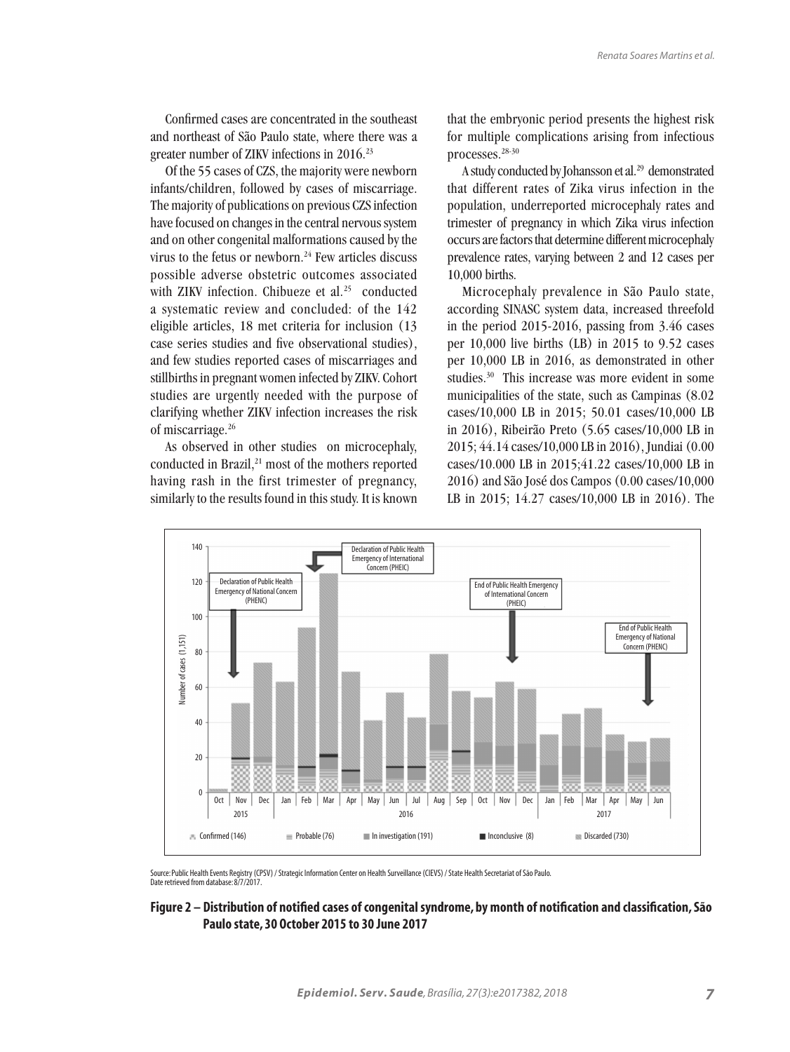Confirmed cases are concentrated in the southeast and northeast of São Paulo state, where there was a greater number of ZIKV infections in 2016.[23]

Of the 55 cases of CZS, the majority were newborn infants/children, followed by cases of miscarriage. The majority of publications on previous CZS infection have focused on changes in the central nervous system and on other congenital malformations caused by the virus to the fetus or newborn.[24] Few articles discuss possible adverse obstetric outcomes associated with ZIKV infection. Chibueze et al.[25] conducted a systematic review and concluded: of the 142 eligible articles, 18 met criteria for inclusion (13 case series studies and five observational studies), and few studies reported cases of miscarriages and stillbirths in pregnant women infected by ZIKV. Cohort studies are urgently needed with the purpose of clarifying whether ZIKV infection increases the risk of miscarriage.[26]

As observed in other studies on microcephaly, conducted in Brazil,[21] most of the mothers reported having rash in the first trimester of pregnancy, similarly to the results found in this study. It is known that the embryonic period presents the highest risk for multiple complications arising from infectious processes.[28-30]

A study conducted by Johansson et al.[29] demonstrated that different rates of Zika virus infection in the population, underreported microcephaly rates and trimester of pregnancy in which Zika virus infection occurs are factors that determine different microcephaly prevalence rates, varying between 2 and 12 cases per 10,000 births.

Microcephaly prevalence in São Paulo state, according SINASC system data, increased threefold in the period 2015-2016, passing from 3.46 cases per 10,000 live births (LB) in 2015 to 9.52 cases per 10,000 LB in 2016, as demonstrated in other studies.[30] This increase was more evident in some municipalities of the state, such as Campinas (8.02 cases/10,000 LB in 2015; 50.01 cases/10,000 LB in 2016), Ribeirão Preto (5.65 cases/10,000 LB in 2015; 44.14 cases/10,000 LB in 2016), Jundiai (0.00 cases/10.000 LB in 2015;41.22 cases/10,000 LB in 2016) and São José dos Campos (0.00 cases/10,000 LB in 2015; 14.27 cases/10,000 LB in 2016). The

Source: Public Health Events Registry (CPSV) / Strategic Information Center on Health Surveillance (CIEVS) / State Health Secretariat of São Paulo.
Date retrieved from database: 8/7/2017.

**Figure 2 – Distribution of notified cases of congenital syndrome, by month of notification and classification, São Paulo state, 30 October 2015 to 30 June 2017**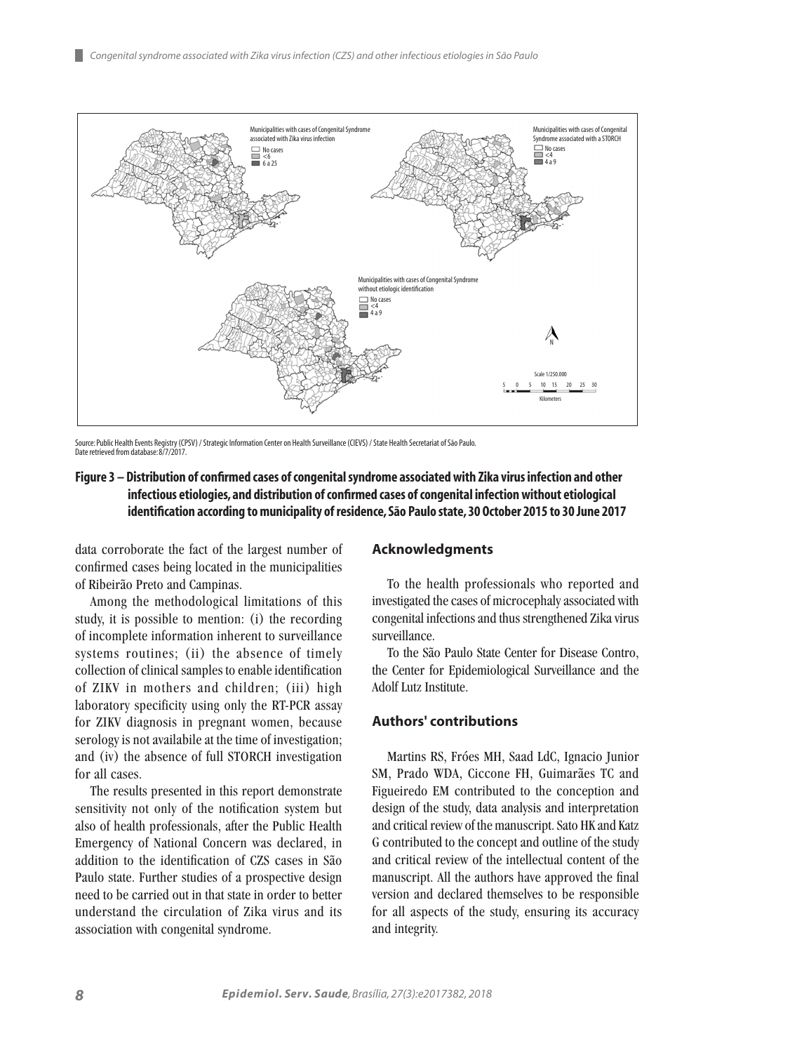Municipalities with cases of Congenital Syndrome associated with Zika virus infection

No cases
<6
6 a 25

Municipalities with cases of Congenital Syndrome associated with a STORCH

No cases
<4
4 a 9

Municipalities with cases of Congenital Syndrome without etiologic identification

No cases
<4
4 a 9

N

Scale 1/250.000

5 0 5 10 15 20 25 30

Kilometers

Source: Public Health Events Registry (CPSV) / Strategic Information Center on Health Surveillance (CIEVS) / State Health Secretariat of São Paulo.
Date retrieved from database: 8/7/2017.

**Figure 3 – Distribution of confirmed cases of congenital syndrome associated with Zika virus infection and other infectious etiologies, and distribution of confirmed cases of congenital infection without etiological identification according to municipality of residence, São Paulo state, 30 October 2015 to 30 June 2017**

data corroborate the fact of the largest number of confirmed cases being located in the municipalities of Ribeirão Preto and Campinas.

Among the methodological limitations of this study, it is possible to mention: (i) the recording of incomplete information inherent to surveillance systems routines; (ii) the absence of timely collection of clinical samples to enable identification of ZIKV in mothers and children; (iii) high laboratory specificity using only the RT-PCR assay for ZIKV diagnosis in pregnant women, because serology is not availabile at the time of investigation; and (iv) the absence of full STORCH investigation for all cases.

The results presented in this report demonstrate sensitivity not only of the notification system but also of health professionals, after the Public Health Emergency of National Concern was declared, in addition to the identification of CZS cases in São Paulo state. Further studies of a prospective design need to be carried out in that state in order to better understand the circulation of Zika virus and its association with congenital syndrome.

## Acknowledgments

To the health professionals who reported and investigated the cases of microcephaly associated with congenital infections and thus strengthened Zika virus surveillance.

To the São Paulo State Center for Disease Contro, the Center for Epidemiological Surveillance and the Adolf Lutz Institute.

## Authors' contributions

Martins RS, Fróes MH, Saad LdC, Ignacio Junior SM, Prado WDA, Ciccone FH, Guimarães TC and Figueiredo EM contributed to the conception and design of the study, data analysis and interpretation and critical review of the manuscript. Sato HK and Katz G contributed to the concept and outline of the study and critical review of the intellectual content of the manuscript. All the authors have approved the final version and declared themselves to be responsible for all aspects of the study, ensuring its accuracy and integrity.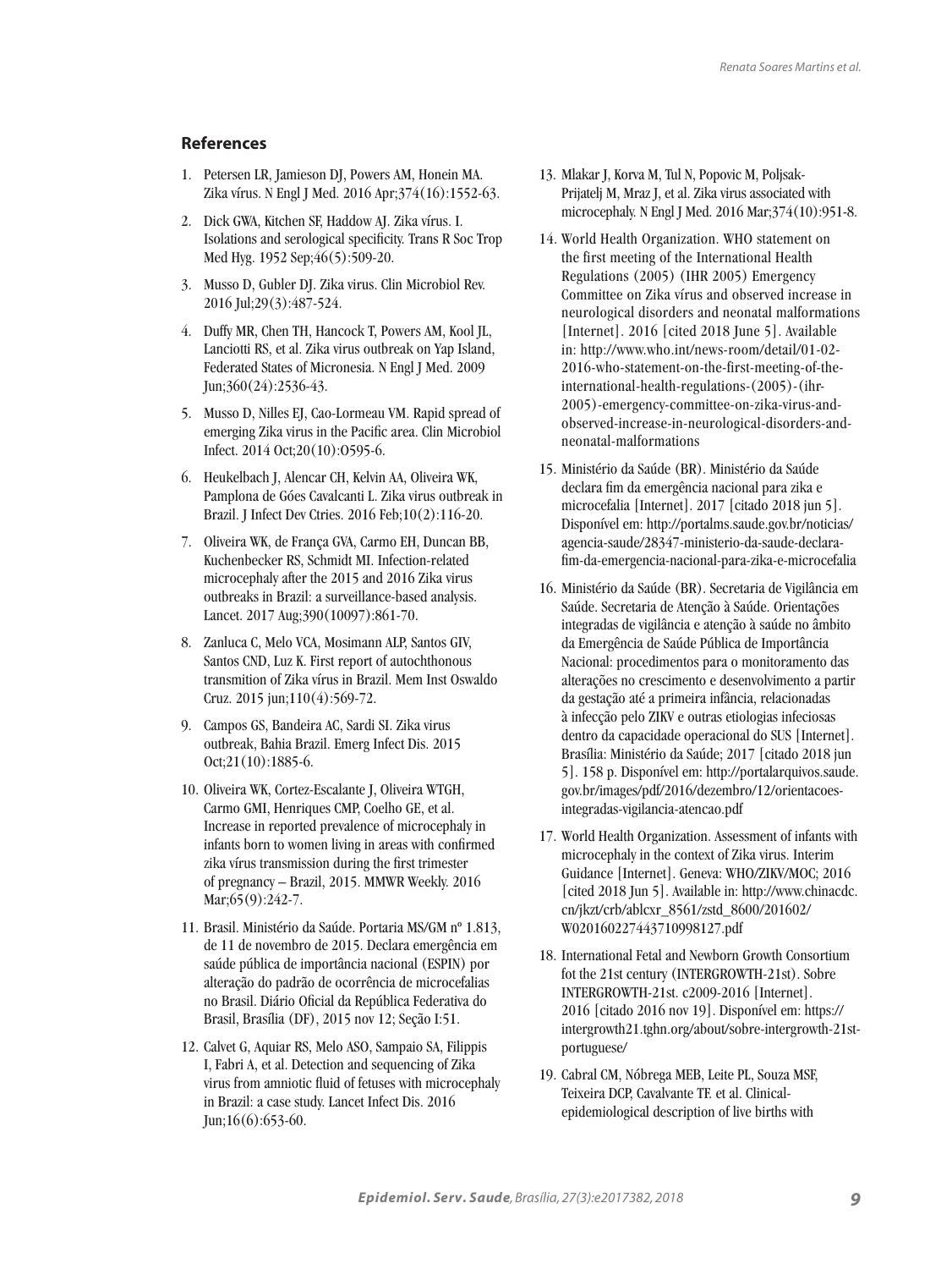## References

1. Petersen LR, Jamieson DJ, Powers AM, Honein MA. Zika vírus. N Engl J Med. 2016 Apr;374(16):1552-63.
2. Dick GWA, Kitchen SF, Haddow AJ. Zika vírus. I. Isolations and serological specificity. Trans R Soc Trop Med Hyg. 1952 Sep;46(5):509-20.
3. Musso D, Gubler DJ. Zika virus. Clin Microbiol Rev. 2016 Jul;29(3):487-524.
4. Duffy MR, Chen TH, Hancock T, Powers AM, Kool JL, Lanciotti RS, et al. Zika virus outbreak on Yap Island, Federated States of Micronesia. N Engl J Med. 2009 Jun;360(24):2536-43.
5. Musso D, Nilles EJ, Cao-Lormeau VM. Rapid spread of emerging Zika virus in the Pacific area. Clin Microbiol Infect. 2014 Oct;20(10):O595-6.
6. Heukelbach J, Alencar CH, Kelvin AA, Oliveira WK, Pamplona de Góes Cavalcanti L. Zika virus outbreak in Brazil. J Infect Dev Ctries. 2016 Feb;10(2):116-20.
7. Oliveira WK, de França GVA, Carmo EH, Duncan BB, Kuchenbecker RS, Schmidt MI. Infection-related microcephaly after the 2015 and 2016 Zika virus outbreaks in Brazil: a surveillance-based analysis. Lancet. 2017 Aug;390(10097):861-70.
8. Zanluca C, Melo VCA, Mosimann ALP, Santos GIV, Santos CND, Luz K. First report of autochthonous transmition of Zika vírus in Brazil. Mem Inst Oswaldo Cruz. 2015 jun;110(4):569-72.
9. Campos GS, Bandeira AC, Sardi SI. Zika virus outbreak, Bahia Brazil. Emerg Infect Dis. 2015 Oct;21(10):1885-6.
10. Oliveira WK, Cortez-Escalante J, Oliveira WTGH, Carmo GMI, Henriques CMP, Coelho GE, et al. Increase in reported prevalence of microcephaly in infants born to women living in areas with confirmed zika vírus transmission during the first trimester of pregnancy – Brazil, 2015. MMWR Weekly. 2016 Mar;65(9):242-7.
11. Brasil. Ministério da Saúde. Portaria MS/GM nº 1.813, de 11 de novembro de 2015. Declara emergência em saúde pública de importância nacional (ESPIN) por alteração do padrão de ocorrência de microcefalias no Brasil. Diário Oficial da República Federativa do Brasil, Brasília (DF), 2015 nov 12; Seção I:51.
12. Calvet G, Aquiar RS, Melo ASO, Sampaio SA, Filippis I, Fabri A, et al. Detection and sequencing of Zika virus from amniotic fluid of fetuses with microcephaly in Brazil: a case study. Lancet Infect Dis. 2016 Jun;16(6):653-60.
13. Mlakar J, Korva M, Tul N, Popovic M, Poljsak-Prijatelj M, Mraz J, et al. Zika virus associated with microcephaly. N Engl J Med. 2016 Mar;374(10):951-8.
14. World Health Organization. WHO statement on the first meeting of the International Health Regulations (2005) (IHR 2005) Emergency Committee on Zika vírus and observed increase in neurological disorders and neonatal malformations [Internet]. 2016 [cited 2018 June 5]. Available in: http://www.who.int/news-room/detail/01-02-2016-who-statement-on-the-first-meeting-of-the-international-health-regulations-(2005)-(ihr-2005)-emergency-committee-on-zika-virus-and-observed-increase-in-neurological-disorders-and-neonatal-malformations
15. Ministério da Saúde (BR). Ministério da Saúde declara fim da emergência nacional para zika e microcefalia [Internet]. 2017 [citado 2018 jun 5]. Disponível em: http://portalms.saude.gov.br/noticias/agencia-saude/28347-ministerio-da-saude-declara-fim-da-emergencia-nacional-para-zika-e-microcefalia
16. Ministério da Saúde (BR). Secretaria de Vigilância em Saúde. Secretaria de Atenção à Saúde. Orientações integradas de vigilância e atenção à saúde no âmbito da Emergência de Saúde Pública de Importância Nacional: procedimentos para o monitoramento das alterações no crescimento e desenvolvimento a partir da gestação até a primeira infância, relacionadas à infecção pelo ZIKV e outras etiologias infeciosas dentro da capacidade operacional do SUS [Internet]. Brasília: Ministério da Saúde; 2017 [citado 2018 jun 5]. 158 p. Disponível em: http://portalarquivos.saude.gov.br/images/pdf/2016/dezembro/12/orientacoes-integradas-vigilancia-atencao.pdf
17. World Health Organization. Assessment of infants with microcephaly in the context of Zika virus. Interim Guidance [Internet]. Geneva: WHO/ZIKV/MOC; 2016 [cited 2018 Jun 5]. Available in: http://www.chinacdc.cn/jkzt/crb/ablcxr_8561/zstd_8600/201602/W020160227443710998127.pdf
18. International Fetal and Newborn Growth Consortium fot the 21st century (INTERGROWTH-21st). Sobre INTERGROWTH-21st. c2009-2016 [Internet]. 2016 [citado 2016 nov 19]. Disponível em: https://intergrowth21.tghn.org/about/sobre-intergrowth-21st-portuguese/
19. Cabral CM, Nóbrega MEB, Leite PL, Souza MSF, Teixeira DCP, Cavalvante TF. et al. Clinical-epidemiological description of live births with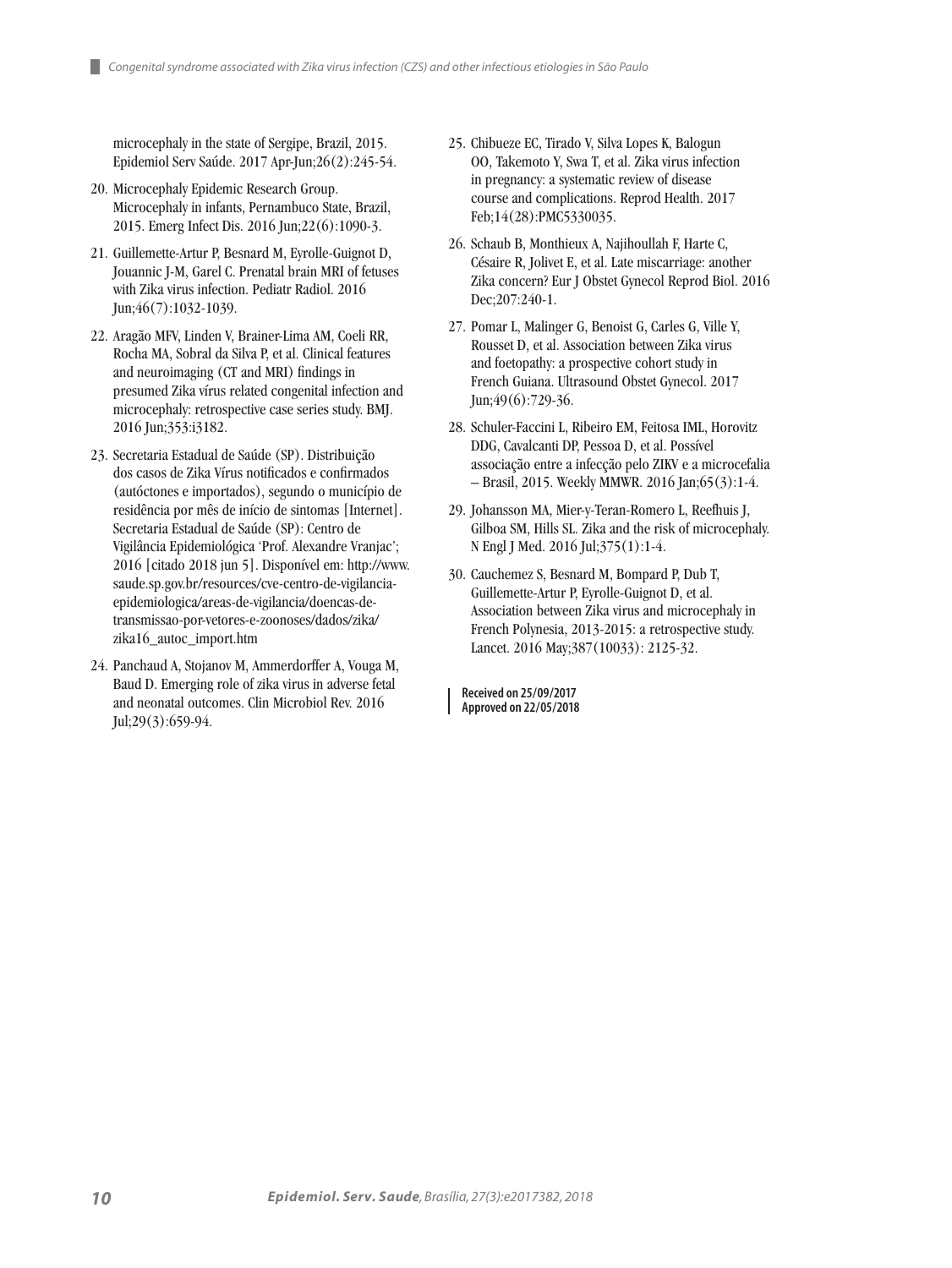microcephaly in the state of Sergipe, Brazil, 2015. Epidemiol Serv Saúde. 2017 Apr-Jun;26(2):245-54.

20. Microcephaly Epidemic Research Group. Microcephaly in infants, Pernambuco State, Brazil, 2015. Emerg Infect Dis. 2016 Jun;22(6):1090-3.

21. Guillemette-Artur P, Besnard M, Eyrolle-Guignot D, Jouannic J-M, Garel C. Prenatal brain MRI of fetuses with Zika virus infection. Pediatr Radiol. 2016 Jun;46(7):1032-1039.

22. Aragão MFV, Linden V, Brainer-Lima AM, Coeli RR, Rocha MA, Sobral da Silva P, et al. Clinical features and neuroimaging (CT and MRI) findings in presumed Zika vírus related congenital infection and microcephaly: retrospective case series study. BMJ. 2016 Jun;353:i3182.

23. Secretaria Estadual de Saúde (SP). Distribuição dos casos de Zika Vírus notificados e confirmados (autóctones e importados), segundo o município de residência por mês de início de sintomas [Internet]. Secretaria Estadual de Saúde (SP): Centro de Vigilância Epidemiológica 'Prof. Alexandre Vranjac'; 2016 [citado 2018 jun 5]. Disponível em: http://www.saude.sp.gov.br/resources/cve-centro-de-vigilancia-epidemiologica/areas-de-vigilancia/doencas-de-transmissao-por-vetores-e-zoonoses/dados/zika/zika16_autoc_import.htm

24. Panchaud A, Stojanov M, Ammerdorffer A, Vouga M, Baud D. Emerging role of zika virus in adverse fetal and neonatal outcomes. Clin Microbiol Rev. 2016 Jul;29(3):659-94.

25. Chibueze EC, Tirado V, Silva Lopes K, Balogun OO, Takemoto Y, Swa T, et al. Zika virus infection in pregnancy: a systematic review of disease course and complications. Reprod Health. 2017 Feb;14(28):PMC5330035.

26. Schaub B, Monthieux A, Najihoullah F, Harte C, Césaire R, Jolivet E, et al. Late miscarriage: another Zika concern? Eur J Obstet Gynecol Reprod Biol. 2016 Dec;207:240-1.

27. Pomar L, Malinger G, Benoist G, Carles G, Ville Y, Rousset D, et al. Association between Zika virus and foetopathy: a prospective cohort study in French Guiana. Ultrasound Obstet Gynecol. 2017 Jun;49(6):729-36.

28. Schuler-Faccini L, Ribeiro EM, Feitosa IML, Horovitz DDG, Cavalcanti DP, Pessoa D, et al. Possível associação entre a infecção pelo ZIKV e a microcefalia – Brasil, 2015. Weekly MMWR. 2016 Jan;65(3):1-4.

29. Johansson MA, Mier-y-Teran-Romero L, Reefhuis J, Gilboa SM, Hills SL. Zika and the risk of microcephaly. N Engl J Med. 2016 Jul;375(1):1-4.

30. Cauchemez S, Besnard M, Bompard P, Dub T, Guillemette-Artur P, Eyrolle-Guignot D, et al. Association between Zika virus and microcephaly in French Polynesia, 2013-2015: a retrospective study. Lancet. 2016 May;387(10033): 2125-32.

**Received on 25/09/2017**
**Approved on 22/05/2018**